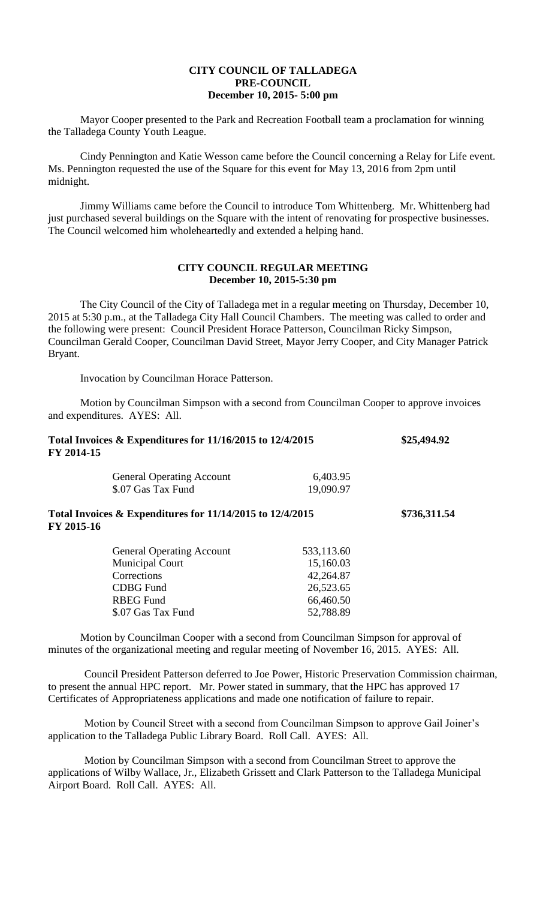**CITY COUNCIL OF TALLADEGA**
**PRE-COUNCIL**
**December 10, 2015- 5:00 pm**

Mayor Cooper presented to the Park and Recreation Football team a proclamation for winning the Talladega County Youth League.

Cindy Pennington and Katie Wesson came before the Council concerning a Relay for Life event. Ms. Pennington requested the use of the Square for this event for May 13, 2016 from 2pm until midnight.

Jimmy Williams came before the Council to introduce Tom Whittenberg. Mr. Whittenberg had just purchased several buildings on the Square with the intent of renovating for prospective businesses. The Council welcomed him wholeheartedly and extended a helping hand.

**CITY COUNCIL REGULAR MEETING**
**December 10, 2015-5:30 pm**

The City Council of the City of Talladega met in a regular meeting on Thursday, December 10, 2015 at 5:30 p.m., at the Talladega City Hall Council Chambers. The meeting was called to order and the following were present: Council President Horace Patterson, Councilman Ricky Simpson, Councilman Gerald Cooper, Councilman David Street, Mayor Jerry Cooper, and City Manager Patrick Bryant.

Invocation by Councilman Horace Patterson.

Motion by Councilman Simpson with a second from Councilman Cooper to approve invoices and expenditures. AYES: All.

**Total Invoices & Expenditures for 11/16/2015 to 12/4/2015 — $25,494.92**
**FY 2014-15**

| | |
|---|---|
| General Operating Account | 6,403.95 |
| \$.07 Gas Tax Fund | 19,090.97 |

**Total Invoices & Expenditures for 11/14/2015 to 12/4/2015 — $736,311.54**
**FY 2015-16**

| | |
|---|---|
| General Operating Account | 533,113.60 |
| Municipal Court | 15,160.03 |
| Corrections | 42,264.87 |
| CDBG Fund | 26,523.65 |
| RBEG Fund | 66,460.50 |
| \$.07 Gas Tax Fund | 52,788.89 |

Motion by Councilman Cooper with a second from Councilman Simpson for approval of minutes of the organizational meeting and regular meeting of November 16, 2015. AYES: All.

Council President Patterson deferred to Joe Power, Historic Preservation Commission chairman, to present the annual HPC report. Mr. Power stated in summary, that the HPC has approved 17 Certificates of Appropriateness applications and made one notification of failure to repair.

Motion by Council Street with a second from Councilman Simpson to approve Gail Joiner's application to the Talladega Public Library Board. Roll Call. AYES: All.

Motion by Councilman Simpson with a second from Councilman Street to approve the applications of Wilby Wallace, Jr., Elizabeth Grissett and Clark Patterson to the Talladega Municipal Airport Board. Roll Call. AYES: All.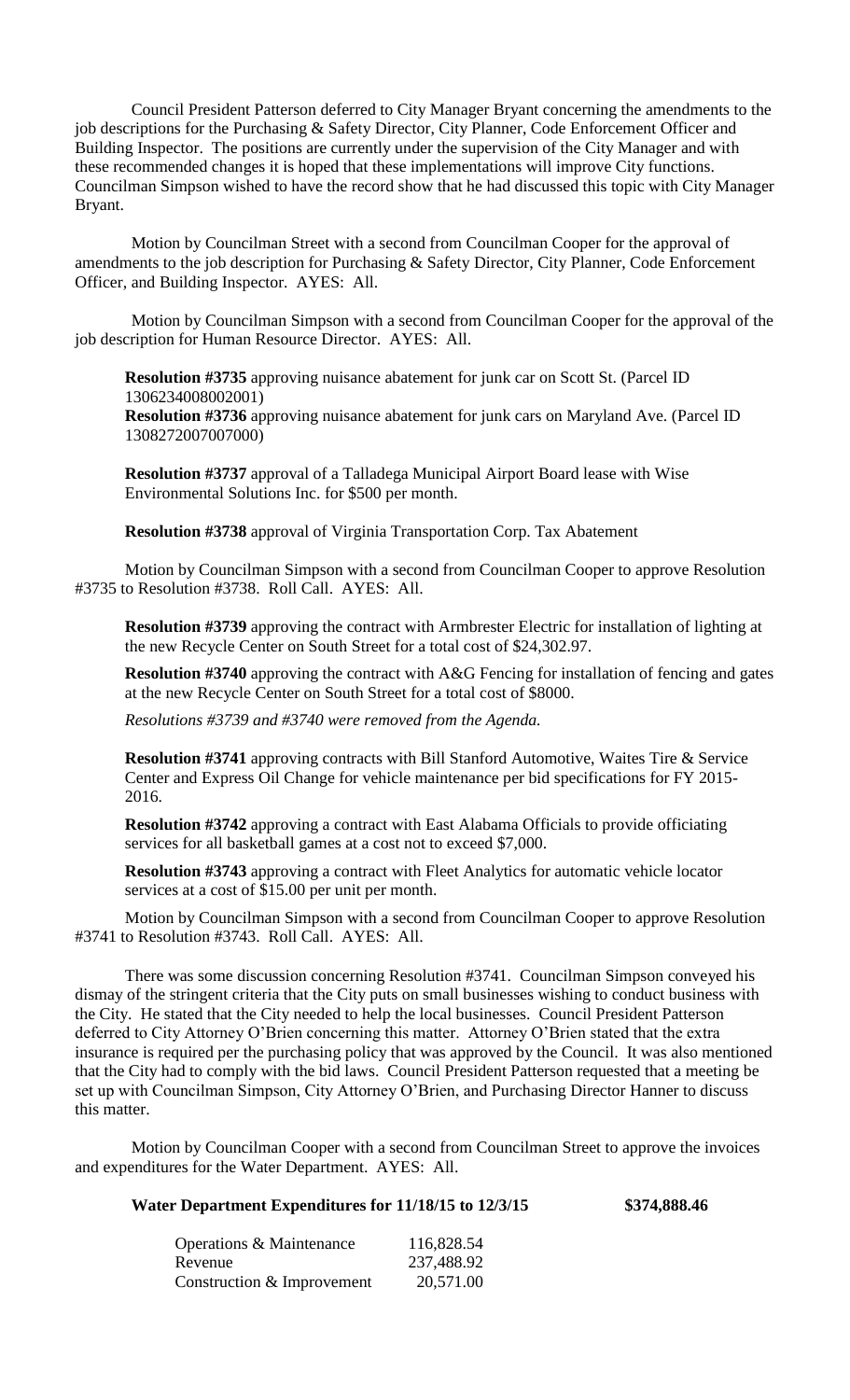Council President Patterson deferred to City Manager Bryant concerning the amendments to the job descriptions for the Purchasing & Safety Director, City Planner, Code Enforcement Officer and Building Inspector. The positions are currently under the supervision of the City Manager and with these recommended changes it is hoped that these implementations will improve City functions. Councilman Simpson wished to have the record show that he had discussed this topic with City Manager Bryant.

Motion by Councilman Street with a second from Councilman Cooper for the approval of amendments to the job description for Purchasing & Safety Director, City Planner, Code Enforcement Officer, and Building Inspector. AYES: All.

Motion by Councilman Simpson with a second from Councilman Cooper for the approval of the job description for Human Resource Director. AYES: All.

**Resolution #3735** approving nuisance abatement for junk car on Scott St. (Parcel ID 1306234008002001)

**Resolution #3736** approving nuisance abatement for junk cars on Maryland Ave. (Parcel ID 1308272007007000)

**Resolution #3737** approval of a Talladega Municipal Airport Board lease with Wise Environmental Solutions Inc. for $500 per month.

**Resolution #3738** approval of Virginia Transportation Corp. Tax Abatement

Motion by Councilman Simpson with a second from Councilman Cooper to approve Resolution #3735 to Resolution #3738. Roll Call. AYES: All.

**Resolution #3739** approving the contract with Armbrester Electric for installation of lighting at the new Recycle Center on South Street for a total cost of $24,302.97.

**Resolution #3740** approving the contract with A&G Fencing for installation of fencing and gates at the new Recycle Center on South Street for a total cost of $8000.

*Resolutions #3739 and #3740 were removed from the Agenda.*

**Resolution #3741** approving contracts with Bill Stanford Automotive, Waites Tire & Service Center and Express Oil Change for vehicle maintenance per bid specifications for FY 2015-2016.

**Resolution #3742** approving a contract with East Alabama Officials to provide officiating services for all basketball games at a cost not to exceed $7,000.

**Resolution #3743** approving a contract with Fleet Analytics for automatic vehicle locator services at a cost of $15.00 per unit per month.

Motion by Councilman Simpson with a second from Councilman Cooper to approve Resolution #3741 to Resolution #3743. Roll Call. AYES: All.

There was some discussion concerning Resolution #3741. Councilman Simpson conveyed his dismay of the stringent criteria that the City puts on small businesses wishing to conduct business with the City. He stated that the City needed to help the local businesses. Council President Patterson deferred to City Attorney O'Brien concerning this matter. Attorney O'Brien stated that the extra insurance is required per the purchasing policy that was approved by the Council. It was also mentioned that the City had to comply with the bid laws. Council President Patterson requested that a meeting be set up with Councilman Simpson, City Attorney O'Brien, and Purchasing Director Hanner to discuss this matter.

Motion by Councilman Cooper with a second from Councilman Street to approve the invoices and expenditures for the Water Department. AYES: All.

**Water Department Expenditures for 11/18/15 to 12/3/15 $374,888.46**

| | |
|---|---|
| Operations & Maintenance | 116,828.54 |
| Revenue | 237,488.92 |
| Construction & Improvement | 20,571.00 |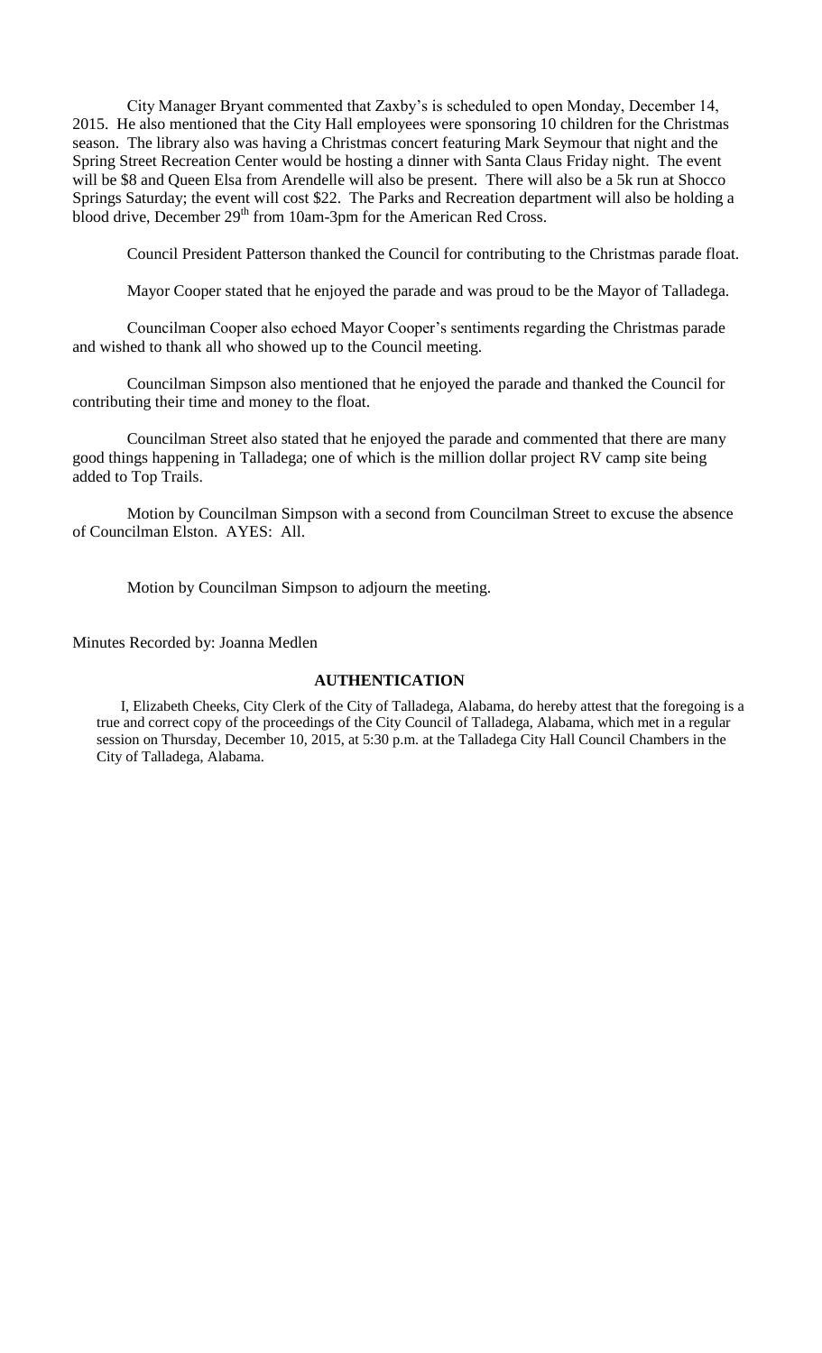City Manager Bryant commented that Zaxby's is scheduled to open Monday, December 14, 2015. He also mentioned that the City Hall employees were sponsoring 10 children for the Christmas season. The library also was having a Christmas concert featuring Mark Seymour that night and the Spring Street Recreation Center would be hosting a dinner with Santa Claus Friday night. The event will be $8 and Queen Elsa from Arendelle will also be present. There will also be a 5k run at Shocco Springs Saturday; the event will cost $22. The Parks and Recreation department will also be holding a blood drive, December 29th from 10am-3pm for the American Red Cross.

Council President Patterson thanked the Council for contributing to the Christmas parade float.

Mayor Cooper stated that he enjoyed the parade and was proud to be the Mayor of Talladega.

Councilman Cooper also echoed Mayor Cooper's sentiments regarding the Christmas parade and wished to thank all who showed up to the Council meeting.

Councilman Simpson also mentioned that he enjoyed the parade and thanked the Council for contributing their time and money to the float.

Councilman Street also stated that he enjoyed the parade and commented that there are many good things happening in Talladega; one of which is the million dollar project RV camp site being added to Top Trails.

Motion by Councilman Simpson with a second from Councilman Street to excuse the absence of Councilman Elston. AYES: All.

Motion by Councilman Simpson to adjourn the meeting.

Minutes Recorded by: Joanna Medlen

## AUTHENTICATION

I, Elizabeth Cheeks, City Clerk of the City of Talladega, Alabama, do hereby attest that the foregoing is a true and correct copy of the proceedings of the City Council of Talladega, Alabama, which met in a regular session on Thursday, December 10, 2015, at 5:30 p.m. at the Talladega City Hall Council Chambers in the City of Talladega, Alabama.